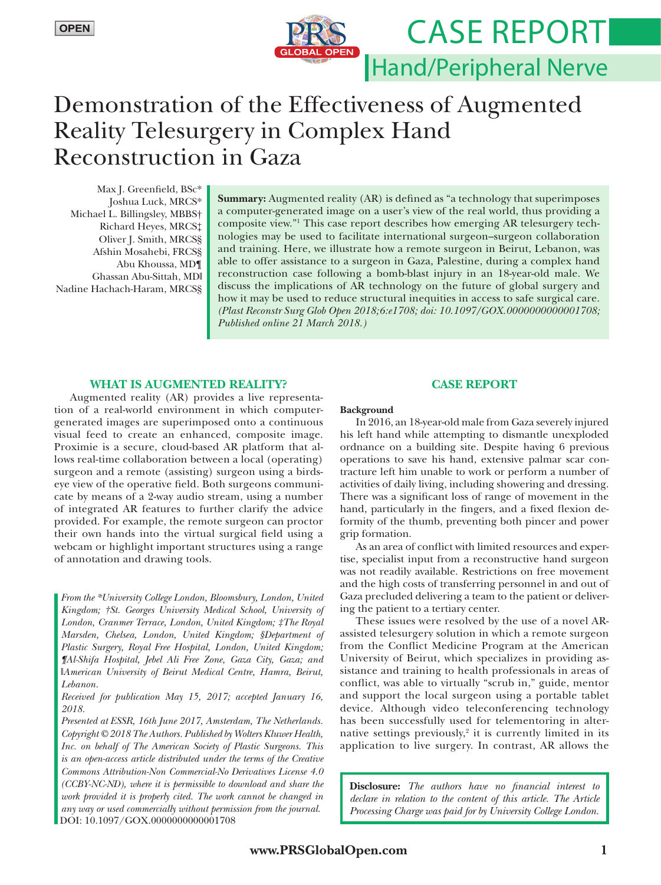OPEN

CASE REPORT

Hand/Peripheral Nerve

# Demonstration of the Effectiveness of Augmented Reality Telesurgery in Complex Hand Reconstruction in Gaza

Max J. Greenfield, BSc*
Joshua Luck, MRCS*
Michael L. Billingsley, MBBS†
Richard Heyes, MRCS‡
Oliver J. Smith, MRCS§
Afshin Mosahebi, FRCS§
Abu Khoussa, MD¶
Ghassan Abu-Sittah, MD‖
Nadine Hachach-Haram, MRCS§

**Summary:** Augmented reality (AR) is defined as "a technology that superimposes a computer-generated image on a user's view of the real world, thus providing a composite view."[1] This case report describes how emerging AR telesurgery technologies may be used to facilitate international surgeon–surgeon collaboration and training. Here, we illustrate how a remote surgeon in Beirut, Lebanon, was able to offer assistance to a surgeon in Gaza, Palestine, during a complex hand reconstruction case following a bomb-blast injury in an 18-year-old male. We discuss the implications of AR technology on the future of global surgery and how it may be used to reduce structural inequities in access to safe surgical care. *(Plast Reconstr Surg Glob Open 2018;6:e1708; doi: 10.1097/GOX.0000000000001708; Published online 21 March 2018.)*

## WHAT IS AUGMENTED REALITY?

Augmented reality (AR) provides a live representation of a real-world environment in which computer-generated images are superimposed onto a continuous visual feed to create an enhanced, composite image. Proximie is a secure, cloud-based AR platform that allows real-time collaboration between a local (operating) surgeon and a remote (assisting) surgeon using a birds-eye view of the operative field. Both surgeons communicate by means of a 2-way audio stream, using a number of integrated AR features to further clarify the advice provided. For example, the remote surgeon can proctor their own hands into the virtual surgical field using a webcam or highlight important structures using a range of annotation and drawing tools.

*From the \*University College London, Bloomsbury, London, United Kingdom; †St. Georges University Medical School, University of London, Cranmer Terrace, London, United Kingdom; ‡The Royal Marsden, Chelsea, London, United Kingdom; §Department of Plastic Surgery, Royal Free Hospital, London, United Kingdom; ¶Al-Shifa Hospital, Jebel Ali Free Zone, Gaza City, Gaza; and ‖American University of Beirut Medical Centre, Hamra, Beirut, Lebanon.*

*Received for publication May 15, 2017; accepted January 16, 2018.*

*Presented at ESSR, 16th June 2017, Amsterdam, The Netherlands.*

*Copyright © 2018 The Authors. Published by Wolters Kluwer Health, Inc. on behalf of The American Society of Plastic Surgeons. This is an open-access article distributed under the terms of the Creative Commons Attribution-Non Commercial-No Derivatives License 4.0 (CCBY-NC-ND), where it is permissible to download and share the work provided it is properly cited. The work cannot be changed in any way or used commercially without permission from the journal.*

DOI: 10.1097/GOX.0000000000001708

## CASE REPORT

### Background

In 2016, an 18-year-old male from Gaza severely injured his left hand while attempting to dismantle unexploded ordnance on a building site. Despite having 6 previous operations to save his hand, extensive palmar scar contracture left him unable to work or perform a number of activities of daily living, including showering and dressing. There was a significant loss of range of movement in the hand, particularly in the fingers, and a fixed flexion deformity of the thumb, preventing both pincer and power grip formation.

As an area of conflict with limited resources and expertise, specialist input from a reconstructive hand surgeon was not readily available. Restrictions on free movement and the high costs of transferring personnel in and out of Gaza precluded delivering a team to the patient or delivering the patient to a tertiary center.

These issues were resolved by the use of a novel AR-assisted telesurgery solution in which a remote surgeon from the Conflict Medicine Program at the American University of Beirut, which specializes in providing assistance and training to health professionals in areas of conflict, was able to virtually "scrub in," guide, mentor and support the local surgeon using a portable tablet device. Although video teleconferencing technology has been successfully used for telementoring in alternative settings previously,[2] it is currently limited in its application to live surgery. In contrast, AR allows the

**Disclosure:** *The authors have no financial interest to declare in relation to the content of this article. The Article Processing Charge was paid for by University College London.*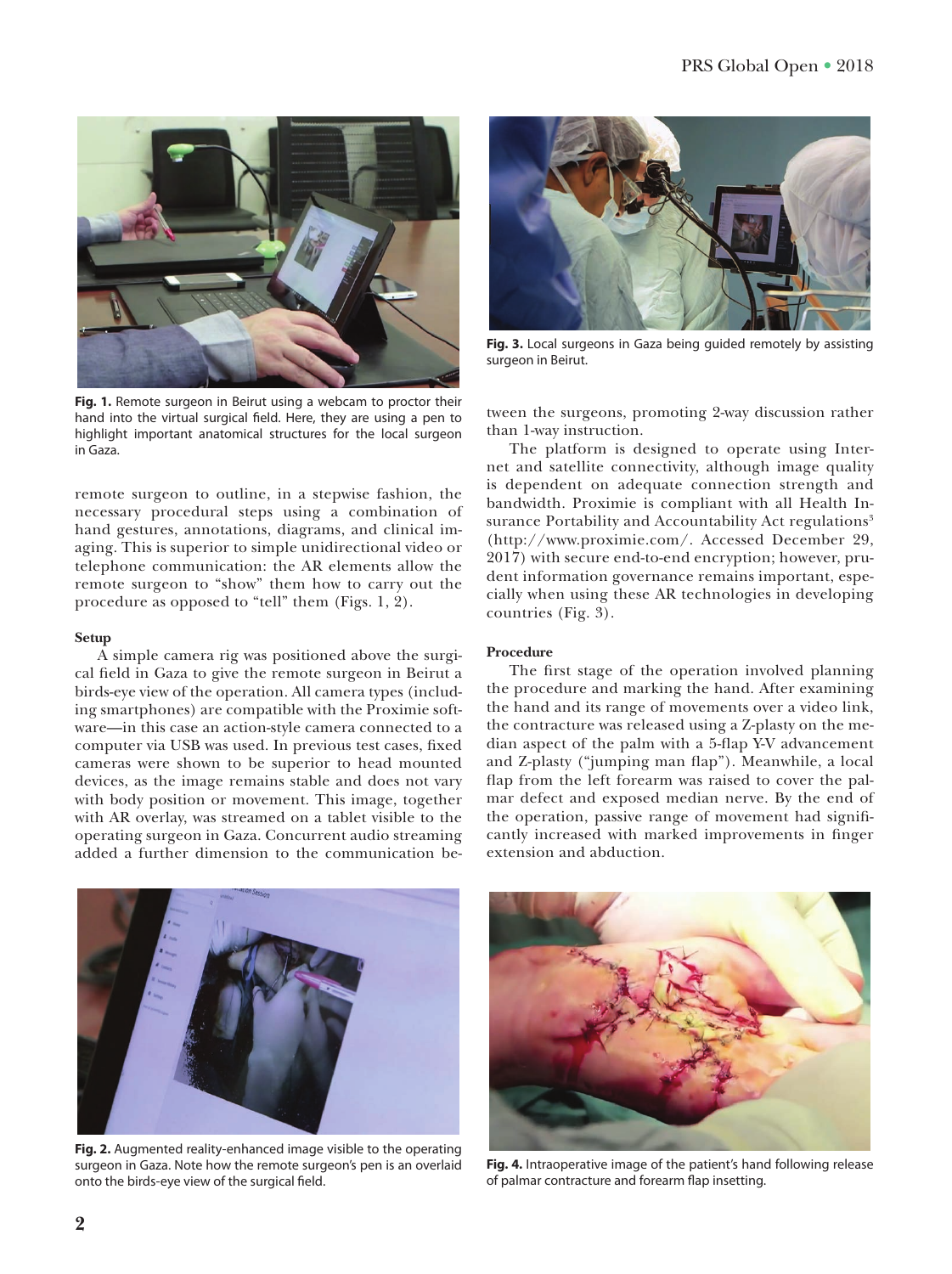Fig. 1. Remote surgeon in Beirut using a webcam to proctor their hand into the virtual surgical field. Here, they are using a pen to highlight important anatomical structures for the local surgeon in Gaza.

remote surgeon to outline, in a stepwise fashion, the necessary procedural steps using a combination of hand gestures, annotations, diagrams, and clinical imaging. This is superior to simple unidirectional video or telephone communication: the AR elements allow the remote surgeon to "show" them how to carry out the procedure as opposed to "tell" them (Figs. 1, 2).

### Setup

A simple camera rig was positioned above the surgical field in Gaza to give the remote surgeon in Beirut a birds-eye view of the operation. All camera types (including smartphones) are compatible with the Proximie software—in this case an action-style camera connected to a computer via USB was used. In previous test cases, fixed cameras were shown to be superior to head mounted devices, as the image remains stable and does not vary with body position or movement. This image, together with AR overlay, was streamed on a tablet visible to the operating surgeon in Gaza. Concurrent audio streaming added a further dimension to the communication between the surgeons, promoting 2-way discussion rather than 1-way instruction.

The platform is designed to operate using Internet and satellite connectivity, although image quality is dependent on adequate connection strength and bandwidth. Proximie is compliant with all Health Insurance Portability and Accountability Act regulations[3] (http://www.proximie.com/. Accessed December 29, 2017) with secure end-to-end encryption; however, prudent information governance remains important, especially when using these AR technologies in developing countries (Fig. 3).

Fig. 3. Local surgeons in Gaza being guided remotely by assisting surgeon in Beirut.

### Procedure

The first stage of the operation involved planning the procedure and marking the hand. After examining the hand and its range of movements over a video link, the contracture was released using a Z-plasty on the median aspect of the palm with a 5-flap Y-V advancement and Z-plasty ("jumping man flap"). Meanwhile, a local flap from the left forearm was raised to cover the palmar defect and exposed median nerve. By the end of the operation, passive range of movement had significantly increased with marked improvements in finger extension and abduction.

Fig. 2. Augmented reality-enhanced image visible to the operating surgeon in Gaza. Note how the remote surgeon's pen is an overlaid onto the birds-eye view of the surgical field.

Fig. 4. Intraoperative image of the patient's hand following release of palmar contracture and forearm flap insetting.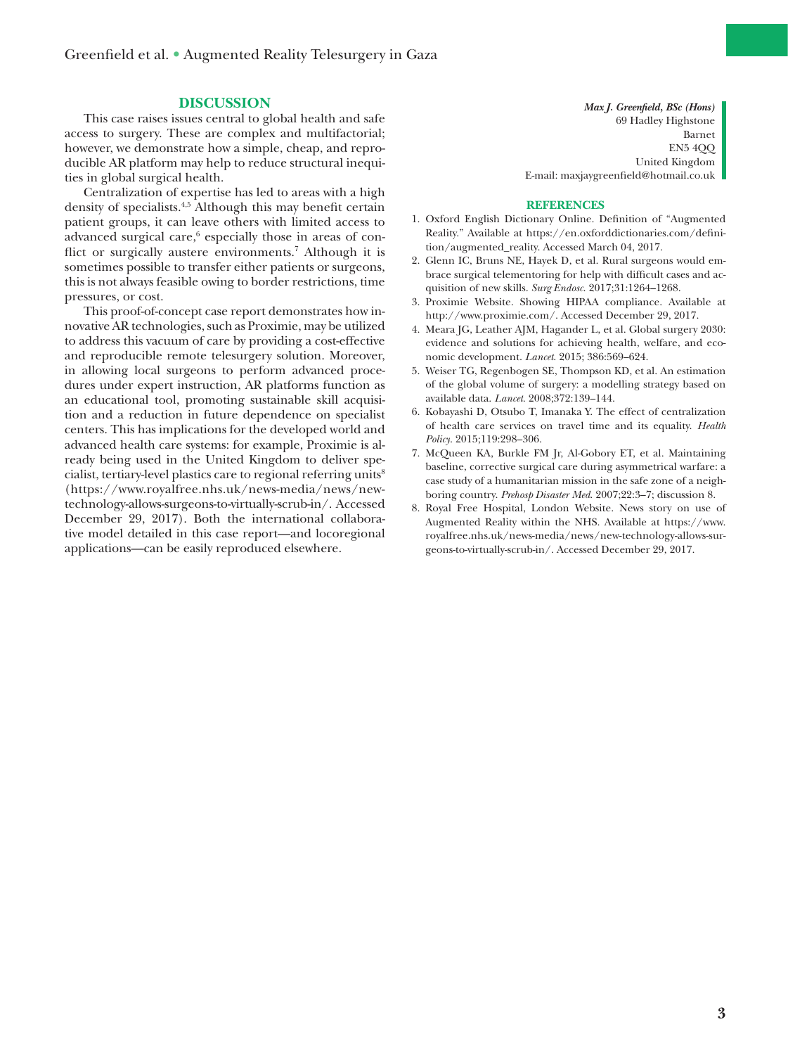## DISCUSSION

This case raises issues central to global health and safe access to surgery. These are complex and multifactorial; however, we demonstrate how a simple, cheap, and reproducible AR platform may help to reduce structural inequities in global surgical health.

Centralization of expertise has led to areas with a high density of specialists.[4,5] Although this may benefit certain patient groups, it can leave others with limited access to advanced surgical care,[6] especially those in areas of conflict or surgically austere environments.[7] Although it is sometimes possible to transfer either patients or surgeons, this is not always feasible owing to border restrictions, time pressures, or cost.

This proof-of-concept case report demonstrates how innovative AR technologies, such as Proximie, may be utilized to address this vacuum of care by providing a cost-effective and reproducible remote telesurgery solution. Moreover, in allowing local surgeons to perform advanced procedures under expert instruction, AR platforms function as an educational tool, promoting sustainable skill acquisition and a reduction in future dependence on specialist centers. This has implications for the developed world and advanced health care systems: for example, Proximie is already being used in the United Kingdom to deliver specialist, tertiary-level plastics care to regional referring units[8] (https://www.royalfree.nhs.uk/news-media/news/new-technology-allows-surgeons-to-virtually-scrub-in/. Accessed December 29, 2017). Both the international collaborative model detailed in this case report—and locoregional applications—can be easily reproduced elsewhere.

***Max J. Greenfield, BSc (Hons)***
69 Hadley Highstone
Barnet
EN5 4QQ
United Kingdom
E-mail: maxjaygreenfield@hotmail.co.uk

## REFERENCES

1. Oxford English Dictionary Online. Definition of "Augmented Reality." Available at https://en.oxforddictionaries.com/definition/augmented_reality. Accessed March 04, 2017.
2. Glenn IC, Bruns NE, Hayek D, et al. Rural surgeons would embrace surgical telementoring for help with difficult cases and acquisition of new skills. *Surg Endosc*. 2017;31:1264–1268.
3. Proximie Website. Showing HIPAA compliance. Available at http://www.proximie.com/. Accessed December 29, 2017.
4. Meara JG, Leather AJM, Hagander L, et al. Global surgery 2030: evidence and solutions for achieving health, welfare, and economic development. *Lancet*. 2015; 386:569–624.
5. Weiser TG, Regenbogen SE, Thompson KD, et al. An estimation of the global volume of surgery: a modelling strategy based on available data. *Lancet*. 2008;372:139–144.
6. Kobayashi D, Otsubo T, Imanaka Y. The effect of centralization of health care services on travel time and its equality. *Health Policy*. 2015;119:298–306.
7. McQueen KA, Burkle FM Jr, Al-Gobory ET, et al. Maintaining baseline, corrective surgical care during asymmetrical warfare: a case study of a humanitarian mission in the safe zone of a neighboring country. *Prehosp Disaster Med*. 2007;22:3–7; discussion 8.
8. Royal Free Hospital, London Website. News story on use of Augmented Reality within the NHS. Available at https://www.royalfree.nhs.uk/news-media/news/new-technology-allows-surgeons-to-virtually-scrub-in/. Accessed December 29, 2017.